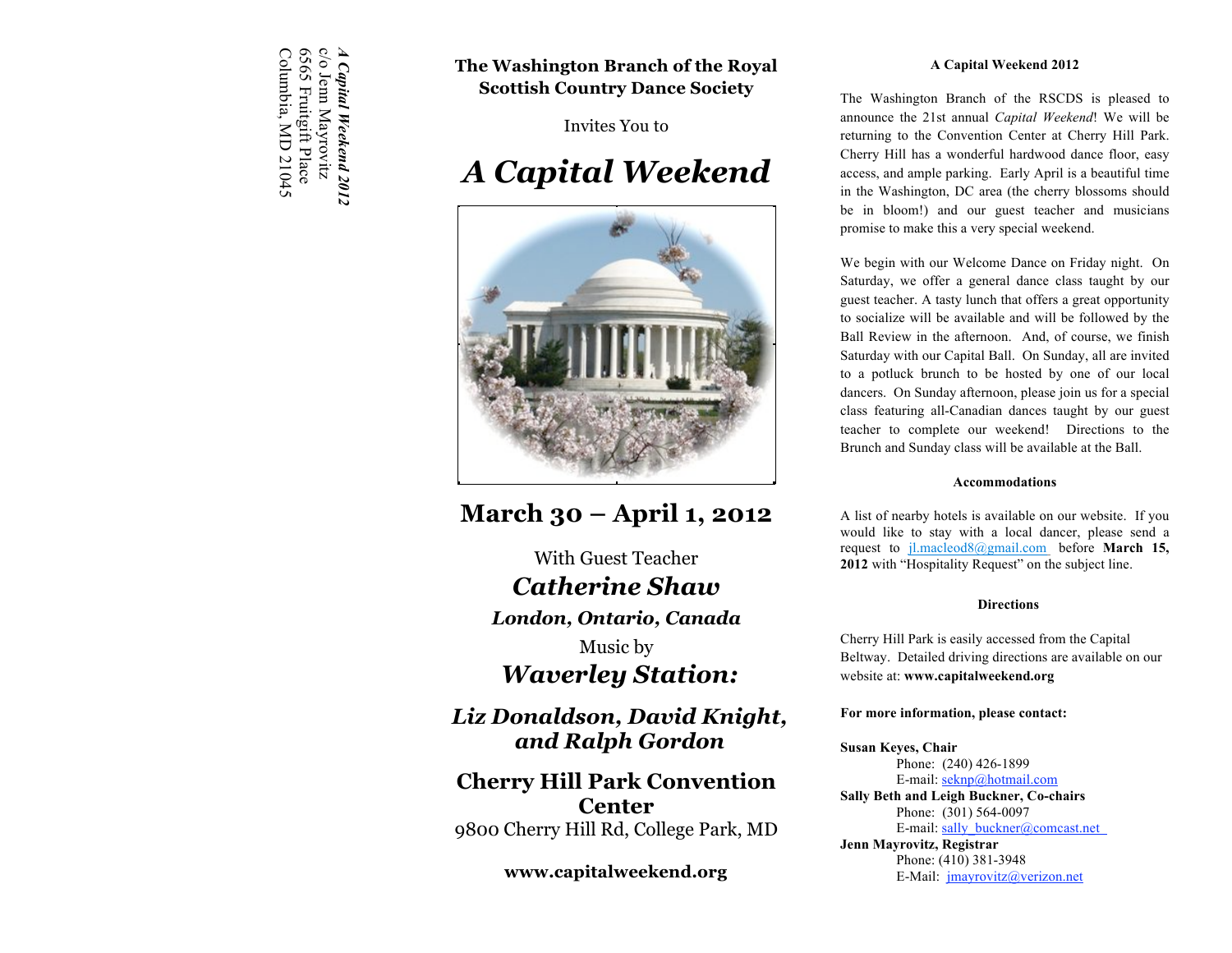*A Capital Weekend 2012*
c/o Jenn Mayrovitz
6565 Fruitgift Place
Columbia, MD 21045

**The Washington Branch of the Royal Scottish Country Dance Society**

Invites You to

# *A Capital Weekend*

## March 30 – April 1, 2012

With Guest Teacher

***Catherine Shaw***

***London, Ontario, Canada***

Music by

***Waverley Station:***

***Liz Donaldson, David Knight, and Ralph Gordon***

**Cherry Hill Park Convention Center**

9800 Cherry Hill Rd, College Park, MD

**www.capitalweekend.org**

### A Capital Weekend 2012

The Washington Branch of the RSCDS is pleased to announce the 21st annual *Capital Weekend*! We will be returning to the Convention Center at Cherry Hill Park. Cherry Hill has a wonderful hardwood dance floor, easy access, and ample parking. Early April is a beautiful time in the Washington, DC area (the cherry blossoms should be in bloom!) and our guest teacher and musicians promise to make this a very special weekend.

We begin with our Welcome Dance on Friday night. On Saturday, we offer a general dance class taught by our guest teacher. A tasty lunch that offers a great opportunity to socialize will be available and will be followed by the Ball Review in the afternoon. And, of course, we finish Saturday with our Capital Ball. On Sunday, all are invited to a potluck brunch to be hosted by one of our local dancers. On Sunday afternoon, please join us for a special class featuring all-Canadian dances taught by our guest teacher to complete our weekend! Directions to the Brunch and Sunday class will be available at the Ball.

### Accommodations

A list of nearby hotels is available on our website. If you would like to stay with a local dancer, please send a request to jl.macleod8@gmail.com before **March 15, 2012** with "Hospitality Request" on the subject line.

### Directions

Cherry Hill Park is easily accessed from the Capital Beltway. Detailed driving directions are available on our website at: **www.capitalweekend.org**

**For more information, please contact:**

**Susan Keyes, Chair**
Phone: (240) 426-1899
E-mail: seknp@hotmail.com

**Sally Beth and Leigh Buckner, Co-chairs**
Phone: (301) 564-0097
E-mail: sally_buckner@comcast.net

**Jenn Mayrovitz, Registrar**
Phone: (410) 381-3948
E-Mail: jmayrovitz@verizon.net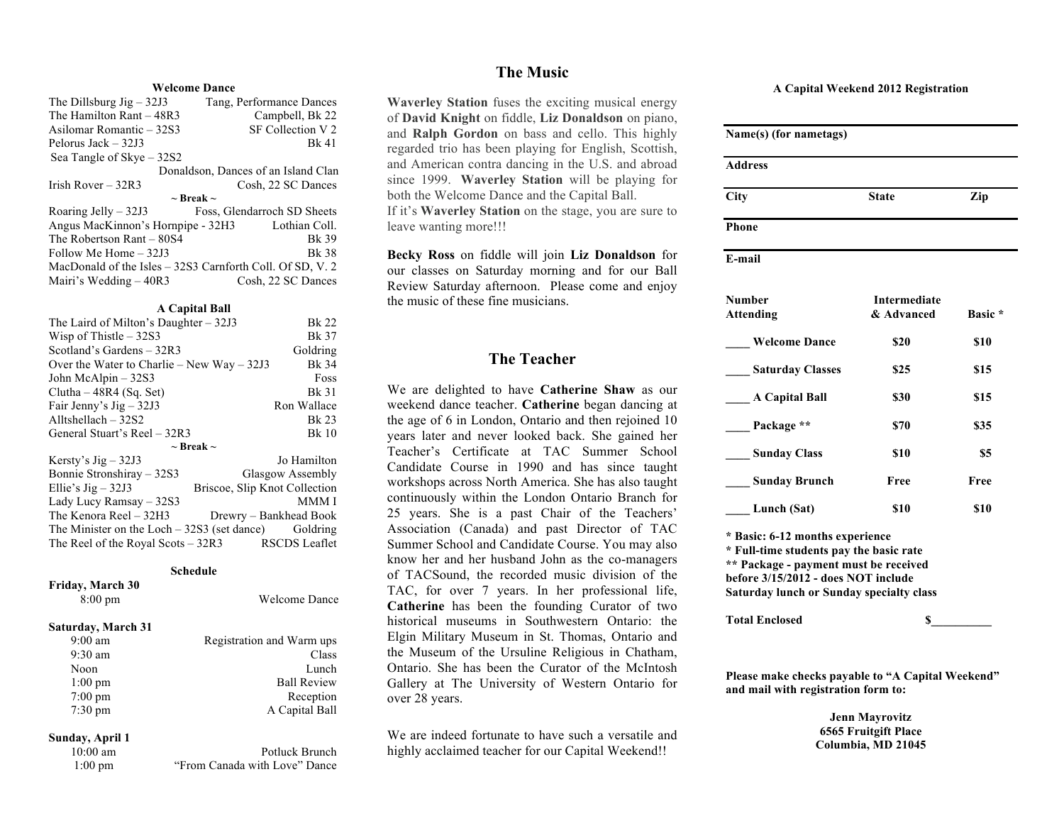### Welcome Dance

| | |
|---|---|
| The Dillsburg Jig – 32J3 | Tang, Performance Dances |
| The Hamilton Rant – 48R3 | Campbell, Bk 22 |
| Asilomar Romantic – 32S3 | SF Collection V 2 |
| Pelorus Jack – 32J3 | Bk 41 |
| Sea Tangle of Skye – 32S2 | Donaldson, Dances of an Island Clan |
| Irish Rover – 32R3 | Cosh, 22 SC Dances |
| ~ Break ~ | |
| Roaring Jelly – 32J3 | Foss, Glendarroch SD Sheets |
| Angus MacKinnon's Hornpipe - 32H3 | Lothian Coll. |
| The Robertson Rant – 80S4 | Bk 39 |
| Follow Me Home – 32J3 | Bk 38 |
| MacDonald of the Isles – 32S3 | Carnforth Coll. Of SD, V. 2 |
| Mairi's Wedding – 40R3 | Cosh, 22 SC Dances |

### A Capital Ball

| | |
|---|---|
| The Laird of Milton's Daughter – 32J3 | Bk 22 |
| Wisp of Thistle – 32S3 | Bk 37 |
| Scotland's Gardens – 32R3 | Goldring |
| Over the Water to Charlie – New Way – 32J3 | Bk 34 |
| John McAlpin – 32S3 | Foss |
| Clutha – 48R4 (Sq. Set) | Bk 31 |
| Fair Jenny's Jig – 32J3 | Ron Wallace |
| Alltshellach – 32S2 | Bk 23 |
| General Stuart's Reel – 32R3 | Bk 10 |
| ~ Break ~ | |
| Kersty's Jig – 32J3 | Jo Hamilton |
| Bonnie Stronshiray – 32S3 | Glasgow Assembly |
| Ellie's Jig – 32J3 | Briscoe, Slip Knot Collection |
| Lady Lucy Ramsay – 32S3 | MMM I |
| The Kenora Reel – 32H3 | Drewry – Bankhead Book |
| The Minister on the Loch – 32S3 (set dance) | Goldring |
| The Reel of the Royal Scots – 32R3 | RSCDS Leaflet |

### Schedule

**Friday, March 30**

| | |
|---|---|
| 8:00 pm | Welcome Dance |

**Saturday, March 31**

| | |
|---|---|
| 9:00 am | Registration and Warm ups |
| 9:30 am | Class |
| Noon | Lunch |
| 1:00 pm | Ball Review |
| 7:00 pm | Reception |
| 7:30 pm | A Capital Ball |

**Sunday, April 1**

| | |
|---|---|
| 10:00 am | Potluck Brunch |
| 1:00 pm | "From Canada with Love" Dance |

## The Music

**Waverley Station** fuses the exciting musical energy of **David Knight** on fiddle, **Liz Donaldson** on piano, and **Ralph Gordon** on bass and cello. This highly regarded trio has been playing for English, Scottish, and American contra dancing in the U.S. and abroad since 1999. **Waverley Station** will be playing for both the Welcome Dance and the Capital Ball.
If it's **Waverley Station** on the stage, you are sure to leave wanting more!!!

**Becky Ross** on fiddle will join **Liz Donaldson** for our classes on Saturday morning and for our Ball Review Saturday afternoon. Please come and enjoy the music of these fine musicians.

## The Teacher

We are delighted to have **Catherine Shaw** as our weekend dance teacher. **Catherine** began dancing at the age of 6 in London, Ontario and then rejoined 10 years later and never looked back. She gained her Teacher's Certificate at TAC Summer School Candidate Course in 1990 and has since taught workshops across North America. She has also taught continuously within the London Ontario Branch for 25 years. She is a past Chair of the Teachers' Association (Canada) and past Director of TAC Summer School and Candidate Course. You may also know her and her husband John as the co-managers of TACSound, the recorded music division of the TAC, for over 7 years. In her professional life, **Catherine** has been the founding Curator of two historical museums in Southwestern Ontario: the Elgin Military Museum in St. Thomas, Ontario and the Museum of the Ursuline Religious in Chatham, Ontario. She has been the Curator of the McIntosh Gallery at The University of Western Ontario for over 28 years.

We are indeed fortunate to have such a versatile and highly acclaimed teacher for our Capital Weekend!!

**A Capital Weekend 2012 Registration**

**Name(s) (for nametags)**

**Address**

**City** **State** **Zip**

**Phone**

**E-mail**

| Number Attending | Intermediate & Advanced | Basic * |
|---|---|---|
| ____ Welcome Dance | $20 | $10 |
| ____ Saturday Classes | $25 | $15 |
| ____ A Capital Ball | $30 | $15 |
| ____ Package ** | $70 | $35 |
| ____ Sunday Class | $10 | $5 |
| ____ Sunday Brunch | Free | Free |
| ____ Lunch (Sat) | $10 | $10 |

**\* Basic: 6-12 months experience**
**\* Full-time students pay the basic rate**
**\*\* Package - payment must be received before 3/15/2012 - does NOT include Saturday lunch or Sunday specialty class**

**Total Enclosed** **$__________**

**Please make checks payable to "A Capital Weekend" and mail with registration form to:**

**Jenn Mayrovitz**
**6565 Fruitgift Place**
**Columbia, MD 21045**